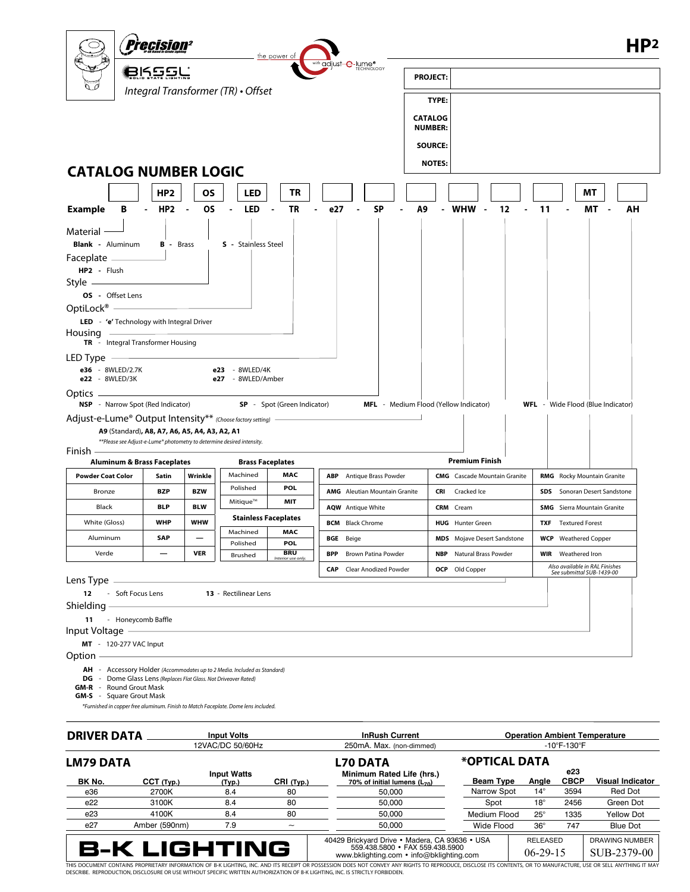# HP2

**Precision²** IP-68 Rated In-Grade Lighting

BKSSL Solid State Lighting

*Integral Transformer (TR) • Offset*

the power of adjust-e-lume® TECHNOLOGY

| PROJECT: | |
|---|---|
| TYPE: | |
| CATALOG NUMBER: | |
| SOURCE: | |
| NOTES: | |

## CATALOG NUMBER LOGIC

| | | HP2 | OS | LED | TR | | | | | | | MT | |
|---|---|---|---|---|---|---|---|---|---|---|---|---|---|
| **Example** | B | HP2 | OS | LED | TR | e27 | SP | A9 | WHW | 12 | 11 | MT | AH |

**Material**
- **Blank** - Aluminum
- **B** - Brass
- **S** - Stainless Steel

**Faceplate**
- **HP2** - Flush

**Style**
- **OS** - Offset Lens

**OptiLock®**
- **LED** - 'e' Technology with Integral Driver

**Housing**
- **TR** - Integral Transformer Housing

**LED Type**
- **e36** - 8WLED/2.7K
- **e22** - 8WLED/3K
- **e23** - 8WLED/4K
- **e27** - 8WLED/Amber

**Optics**
- **NSP** - Narrow Spot (Red Indicator)
- **SP** - Spot (Green Indicator)
- **MFL** - Medium Flood (Yellow Indicator)
- **WFL** - Wide Flood (Blue Indicator)

**Adjust-e-Lume® Output Intensity**** *(Choose factory setting)*
- **A9** (Standard), **A8, A7, A6, A5, A4, A3, A2, A1**

*\*\*Please see Adjust-e-Lume® photometry to determine desired intensity.*

**Finish**

**Aluminum & Brass Faceplates**

| Powder Coat Color | Satin | Wrinkle |
|---|---|---|
| Bronze | BZP | BZW |
| Black | BLP | BLW |
| White (Gloss) | WHP | WHW |
| Aluminum | SAP | — |
| Verde | — | VER |

**Brass Faceplates**

| | |
|---|---|
| Machined | MAC |
| Polished | POL |
| Mitique™ | MIT |

**Stainless Faceplates**

| | |
|---|---|
| Machined | MAC |
| Polished | POL |
| Brushed | BRU *Interior use only.* |

**Premium Finish**

| | | | | | |
|---|---|---|---|---|---|
| ABP | Antique Brass Powder | CMG | Cascade Mountain Granite | RMG | Rocky Mountain Granite |
| AMG | Aleutian Mountain Granite | CRI | Cracked Ice | SDS | Sonoran Desert Sandstone |
| AQW | Antique White | CRM | Cream | SMG | Sierra Mountain Granite |
| BCM | Black Chrome | HUG | Hunter Green | TXF | Textured Forest |
| BGE | Beige | MDS | Mojave Desert Sandstone | WCP | Weathered Copper |
| BPP | Brown Patina Powder | NBP | Natural Brass Powder | WIR | Weathered Iron |
| CAP | Clear Anodized Powder | OCP | Old Copper | | *Also available in RAL Finishes. See submittal SUB-1439-00* |

**Lens Type**
- **12** - Soft Focus Lens
- **13** - Rectilinear Lens

**Shielding**
- **11** - Honeycomb Baffle

**Input Voltage**
- **MT** - 120-277 VAC Input

**Option**
- **AH** - Accessory Holder *(Accommodates up to 2 Media. Included as Standard)*
- **DG** - Dome Glass Lens *(Replaces Flat Glass. Not Driveover Rated)*
- **GM-R** - Round Grout Mask
- **GM-S** - Square Grout Mask

*\*Furnished in copper free aluminum. Finish to Match Faceplate. Dome lens included.*

## DRIVER DATA

| Input Volts | InRush Current | Operation Ambient Temperature |
|---|---|---|
| 12VAC/DC 50/60Hz | 250mA. Max. (non-dimmed) | -10°F-130°F |

## LM79 DATA / L70 DATA

| BK No. | CCT (Typ.) | Input Watts (Typ.) | CRI (Typ.) | Minimum Rated Life (hrs.) 70% of initial lumens ($L_{70}$) |
|---|---|---|---|---|
| e36 | 2700K | 8.4 | 80 | 50,000 |
| e22 | 3100K | 8.4 | 80 | 50,000 |
| e23 | 4100K | 8.4 | 80 | 50,000 |
| e27 | Amber (590nm) | 7.9 | ~ | 50,000 |

## *OPTICAL DATA

| Beam Type | Angle | e23 CBCP | Visual Indicator |
|---|---|---|---|
| Narrow Spot | 14° | 3594 | Red Dot |
| Spot | 18° | 2456 | Green Dot |
| Medium Flood | 25° | 1335 | Yellow Dot |
| Wide Flood | 36° | 747 | Blue Dot |

**B-K LIGHTING**

40429 Brickyard Drive • Madera, CA 93636 • USA
559.438.5800 • FAX 559.438.5900
www.bklighting.com • info@bklighting.com

| RELEASED | DRAWING NUMBER |
|---|---|
| 06-29-15 | SUB-2379-00 |

THIS DOCUMENT CONTAINS PROPRIETARY INFORMATION OF B-K LIGHTING, INC. AND ITS RECEIPT OR POSSESSION DOES NOT CONVEY ANY RIGHTS TO REPRODUCE, DISCLOSE ITS CONTENTS, OR TO MANUFACTURE, USE OR SELL ANYTHING IT MAY DESCRIBE. REPRODUCTION, DISCLOSURE OR USE WITHOUT SPECIFIC WRITTEN AUTHORIZATION OF B-K LIGHTING, INC. IS STRICTLY FORBIDDEN.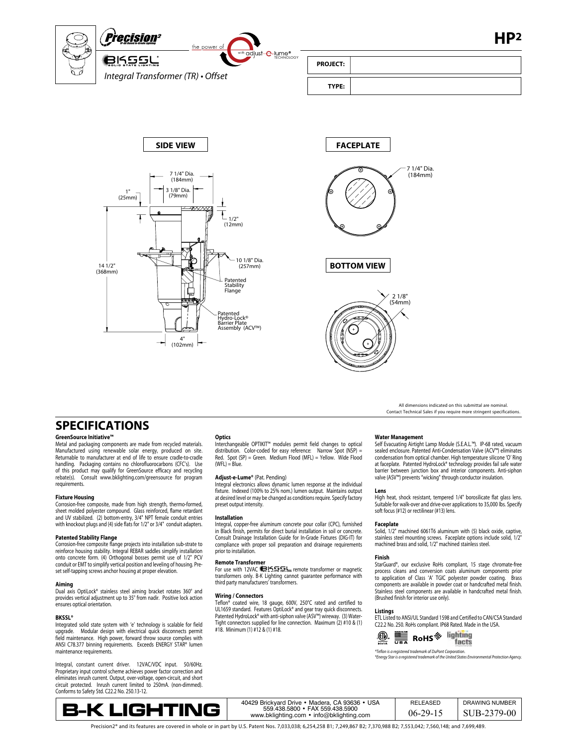# HP2

Precision²

BKSSL

the power of adjust-e-lume® TECHNOLOGY

*Integral Transformer (TR) • Offset*

| | |
|---|---|
| **PROJECT:** | |
| **TYPE:** | |

**SIDE VIEW**

7 1/4" Dia.
(184mm)
3 1/8" Dia.
(79mm)
1"
(25mm)
1/2"
(12mm)
10 1/8" Dia.
(257mm)
14 1/2"
(368mm)
Patented Stability Flange
Patented Hydro-Lock® Barrier Plate Assembly (ACV™)
4"
(102mm)

**FACEPLATE**

7 1/4" Dia.
(184mm)

**BOTTOM VIEW**

2 1/8"
(54mm)

All dimensions indicated on this submittal are nominal.
Contact Technical Sales if you require more stringent specifications.

## SPECIFICATIONS

**GreenSource Initiative™**
Metal and packaging components are made from recycled materials. Manufactured using renewable solar energy, produced on site. Returnable to manufacturer at end of life to ensure cradle-to-cradle handling. Packaging contains no chlorofluorocarbons (CFC's). Use of this product may qualify for GreenSource efficacy and recycling rebate(s). Consult www.bklighting.com/greensource for program requirements.

**Fixture Housing**
Corrosion-free composite, made from high strength, thermo-formed, sheet molded polyester compound. Glass reinforced, flame retardant and UV stabilized. (2) bottom-entry, 3/4" NPT female conduit entries with knockout plugs and (4) side flats for 1/2" or 3/4" conduit adapters.

**Patented Stability Flange**
Corrosion-free composite flange projects into installation sub-strate to reinforce housing stability. Integral REBAR saddles simplify installation onto concrete form. (4) Orthogonal bosses permit use of 1/2" PCV conduit or EMT to simplify vertical position and leveling of housing. Pre-set self-tapping screws anchor housing at proper elevation.

**Aiming**
Dual axis OptiLock® stainless steel aiming bracket rotates 360° and provides vertical adjustment up to 35° from nadir. Positive lock action ensures optical orientation.

**BKSSL®**
Integrated solid state system with 'e' technology is scalable for field upgrade. Modular design with electrical quick disconnects permit field maintenance. High power, forward throw source complies with ANSI C78.377 binning requirements. Exceeds ENERGY STAR® lumen maintenance requirements.

Integral, constant current driver. 12VAC/VDC input. 50/60Hz. Proprietary input control scheme achieves power factor correction and eliminates inrush current. Output, over-voltage, open-circuit, and short circuit protected. Inrush current limited to 250mA. (non-dimmed). Conforms to Safety Std. C22.2 No. 250.13-12.

**Optics**
Interchangeable OPTIKIT™ modules permit field changes to optical distribution. Color-coded for easy reference: Narrow Spot (NSP) = Red. Spot (SP) = Green. Medium Flood (MFL) = Yellow. Wide Flood (WFL) = Blue.

**Adjust-e-Lume®** (Pat. Pending)
Integral electronics allows dynamic lumen response at the individual fixture. Indexed (100% to 25% nom.) lumen output. Maintains output at desired level or may be changed as conditions require. Specify factory preset output intensity.

**Installation**
Integral, copper-free aluminum concrete pour collar (CPC), furnished in Black finish, permits for direct burial installation in soil or concrete. Consult Drainage Installation Guide for In-Grade Fixtures (DIG-IT) for compliance with proper soil preparation and drainage requirements prior to installation.

**Remote Transformer**
For use with 12VAC BKSSL remote transformer or magnetic transformers only. B-K Lighting cannot guarantee performance with third party manufacturers' transformers.

**Wiring / Connectors**
Teflon® coated wire, 18 gauge, 600V, 250°C rated and certified to UL1659 standard. Features OptiLock® and gear tray quick disconnects. Patented HydroLock® with anti-siphon valve (ASV™) wireway. (3) Water-Tight connectors supplied for line connection. Maximum (2) #10 & (1) #18. Minimum (1) #12 & (1) #18.

**Water Management**
Self Evacuating Airtight Lamp Module (S.E.A.L.™). IP-68 rated, vacuum sealed enclosure. Patented Anti-Condensation Valve (ACV™) eliminates condensation from optical chamber. High temperature silicone 'O' Ring at faceplate. Patented HydroLock® technology provides fail safe water barrier between junction box and interior components. Anti-siphon valve (ASV™) prevents "wicking" through conductor insulation.

**Lens**
High heat, shock resistant, tempered 1/4" borosilicate flat glass lens. Suitable for walk-over and drive-over applications to 35,000 lbs. Specify soft focus (#12) or rectilinear (#13) lens.

**Faceplate**
Solid, 1/2" machined 6061T6 aluminum with (5) black oxide, captive, stainless steel mounting screws. Faceplate options include solid, 1/2" machined brass and solid, 1/2" machined stainless steel.

**Finish**
StarGuard®, our exclusive RoHS compliant, 15 stage chromate-free process cleans and conversion coats aluminum components prior to application of Class 'A' TGIC polyester powder coating. Brass components are available in powder coat or handcrafted metal finish. Stainless steel components are available in handcrafted metal finish. (Brushed finish for interior use only).

**Listings**
ETL Listed to ANSI/UL Standard 1598 and Certified to CAN/CSA Standard C22.2 No. 250. RoHS compliant. IP68 Rated. Made in the USA.

RoHS lighting facts

*®Teflon is a registered trademark of DuPont Corporation.*
*®Energy Star is a registered trademark of the United States Environmental Protection Agency.*

B-K LIGHTING

40429 Brickyard Drive • Madera, CA 93636 • USA
559.438.5800 • FAX 559.438.5900
www.bklighting.com • info@bklighting.com

| RELEASED | DRAWING NUMBER |
|---|---|
| 06-29-15 | SUB-2379-00 |

Precision2® and its features are covered in whole or in part by U.S. Patent Nos. 7,033,038; 6,254,258 B1; 7,249,867 B2; 7,370,988 B2; 7,553,042; 7,560,148; and 7,699,489.